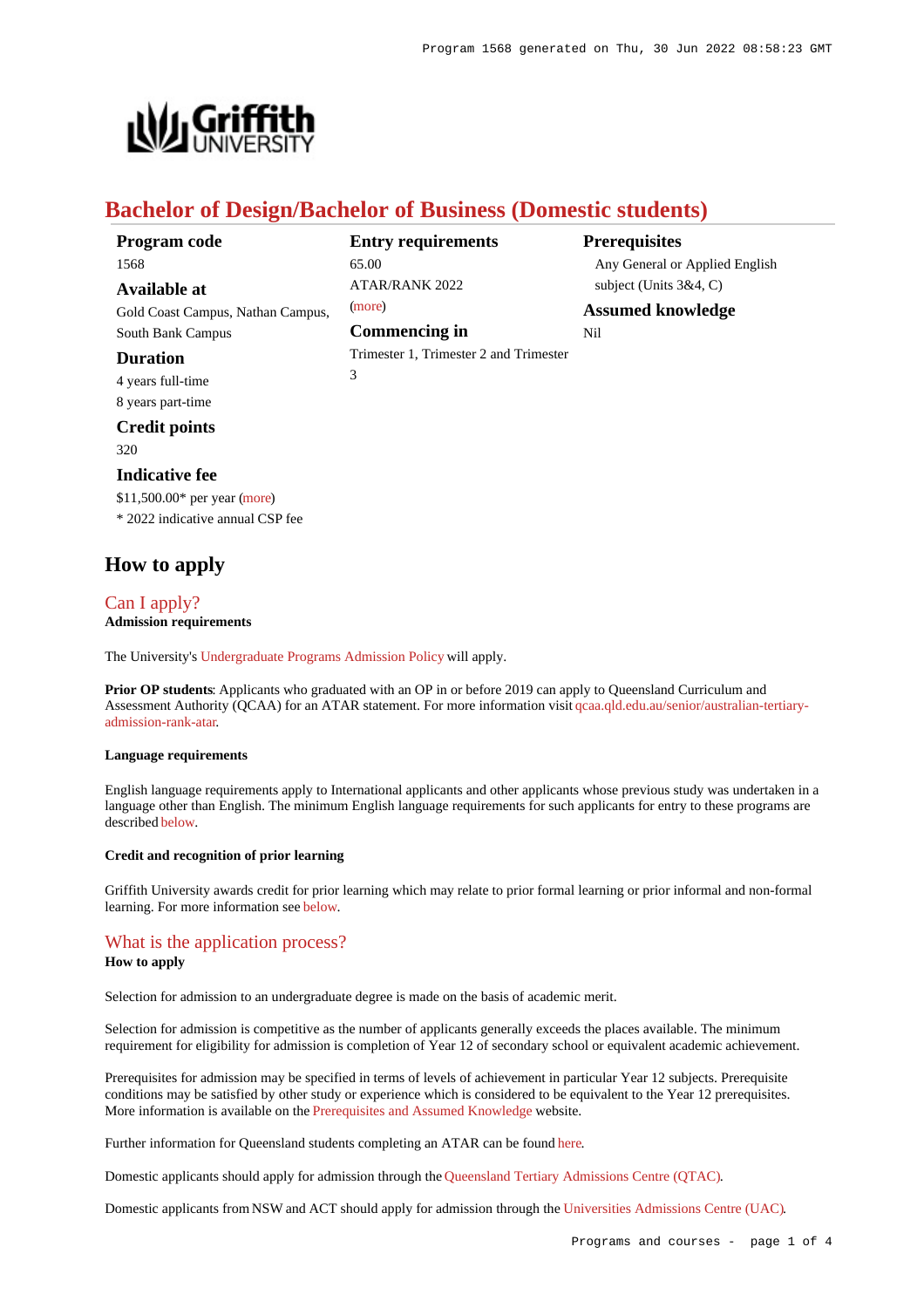# Bachelor of Design/Bachelor of Business (Domestic students)

**Program code**
1568

**Available at**
Gold Coast Campus, Nathan Campus, South Bank Campus

**Duration**
4 years full-time
8 years part-time

**Credit points**
320

**Indicative fee**
$11,500.00* per year (more)
* 2022 indicative annual CSP fee

**Entry requirements**
65.00
ATAR/RANK 2022
(more)

**Commencing in**
Trimester 1, Trimester 2 and Trimester 3

**Prerequisites**
Any General or Applied English subject (Units 3&4, C)

**Assumed knowledge**
Nil

## How to apply

### Can I apply?

**Admission requirements**

The University's Undergraduate Programs Admission Policy will apply.

**Prior OP students**: Applicants who graduated with an OP in or before 2019 can apply to Queensland Curriculum and Assessment Authority (QCAA) for an ATAR statement. For more information visit qcaa.qld.edu.au/senior/australian-tertiary-admission-rank-atar.

**Language requirements**

English language requirements apply to International applicants and other applicants whose previous study was undertaken in a language other than English. The minimum English language requirements for such applicants for entry to these programs are described below.

**Credit and recognition of prior learning**

Griffith University awards credit for prior learning which may relate to prior formal learning or prior informal and non-formal learning. For more information see below.

### What is the application process?

**How to apply**

Selection for admission to an undergraduate degree is made on the basis of academic merit.

Selection for admission is competitive as the number of applicants generally exceeds the places available. The minimum requirement for eligibility for admission is completion of Year 12 of secondary school or equivalent academic achievement.

Prerequisites for admission may be specified in terms of levels of achievement in particular Year 12 subjects. Prerequisite conditions may be satisfied by other study or experience which is considered to be equivalent to the Year 12 prerequisites. More information is available on the Prerequisites and Assumed Knowledge website.

Further information for Queensland students completing an ATAR can be found here.

Domestic applicants should apply for admission through the Queensland Tertiary Admissions Centre (QTAC).

Domestic applicants from NSW and ACT should apply for admission through the Universities Admissions Centre (UAC).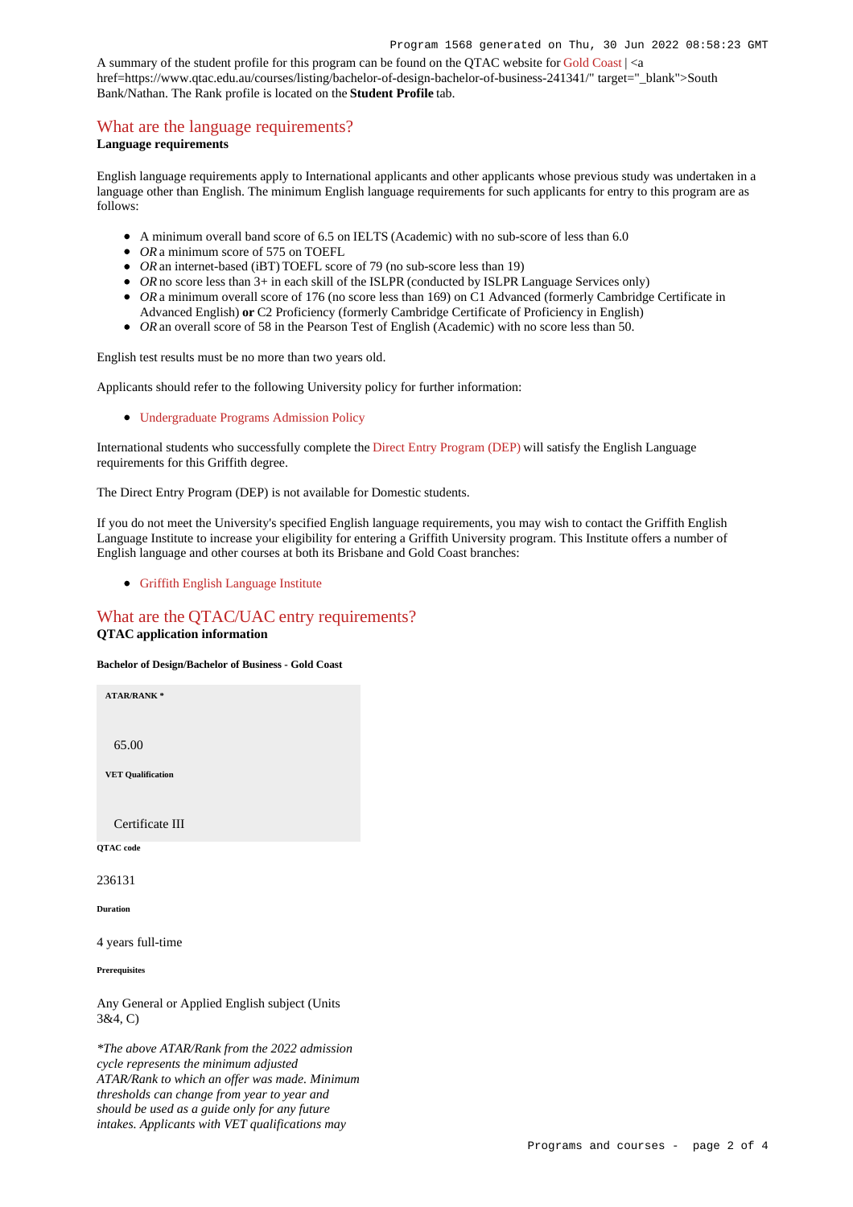A summary of the student profile for this program can be found on the QTAC website for Gold Coast | <a href=https://www.qtac.edu.au/courses/listing/bachelor-of-design-bachelor-of-business-241341/" target="_blank">South Bank/Nathan. The Rank profile is located on the **Student Profile** tab.

## What are the language requirements?

**Language requirements**

English language requirements apply to International applicants and other applicants whose previous study was undertaken in a language other than English. The minimum English language requirements for such applicants for entry to this program are as follows:

- A minimum overall band score of 6.5 on IELTS (Academic) with no sub-score of less than 6.0
- *OR* a minimum score of 575 on TOEFL
- *OR* an internet-based (iBT) TOEFL score of 79 (no sub-score less than 19)
- *OR* no score less than 3+ in each skill of the ISLPR (conducted by ISLPR Language Services only)
- *OR* a minimum overall score of 176 (no score less than 169) on C1 Advanced (formerly Cambridge Certificate in Advanced English) **or** C2 Proficiency (formerly Cambridge Certificate of Proficiency in English)
- *OR* an overall score of 58 in the Pearson Test of English (Academic) with no score less than 50.

English test results must be no more than two years old.

Applicants should refer to the following University policy for further information:

- Undergraduate Programs Admission Policy

International students who successfully complete the Direct Entry Program (DEP) will satisfy the English Language requirements for this Griffith degree.

The Direct Entry Program (DEP) is not available for Domestic students.

If you do not meet the University's specified English language requirements, you may wish to contact the Griffith English Language Institute to increase your eligibility for entering a Griffith University program. This Institute offers a number of English language and other courses at both its Brisbane and Gold Coast branches:

- Griffith English Language Institute

## What are the QTAC/UAC entry requirements?

**QTAC application information**

**Bachelor of Design/Bachelor of Business - Gold Coast**

**ATAR/RANK ***

65.00

**VET Qualification**

Certificate III

**QTAC code**

236131

**Duration**

4 years full-time

**Prerequisites**

Any General or Applied English subject (Units 3&4, C)

*\*The above ATAR/Rank from the 2022 admission cycle represents the minimum adjusted ATAR/Rank to which an offer was made. Minimum thresholds can change from year to year and should be used as a guide only for any future intakes. Applicants with VET qualifications may*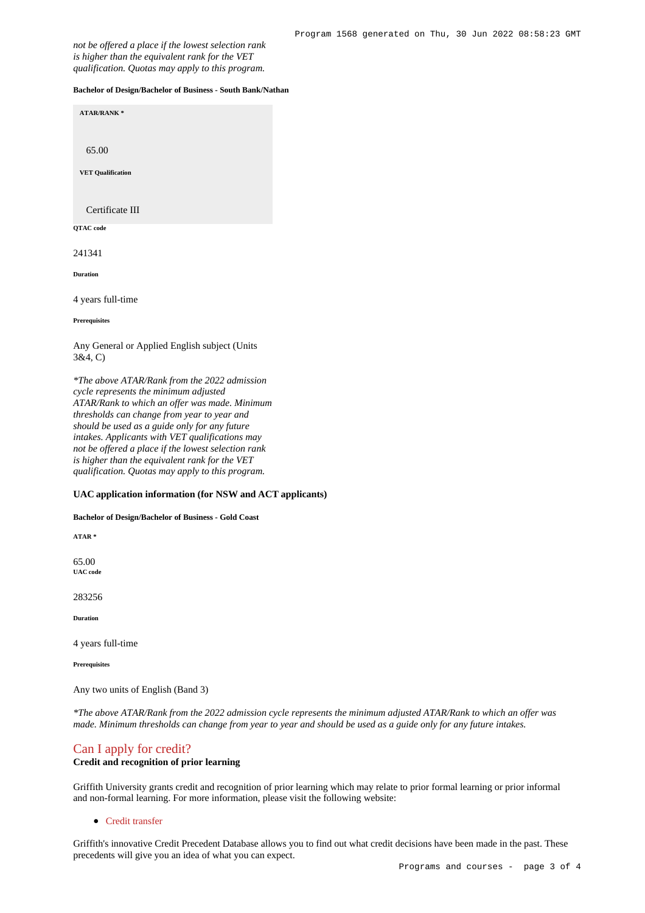*not be offered a place if the lowest selection rank is higher than the equivalent rank for the VET qualification. Quotas may apply to this program.*

**Bachelor of Design/Bachelor of Business - South Bank/Nathan**

**ATAR/RANK ***

65.00

**VET Qualification**

Certificate III

**QTAC code**

241341

**Duration**

4 years full-time

**Prerequisites**

Any General or Applied English subject (Units 3&4, C)

**The above ATAR/Rank from the 2022 admission cycle represents the minimum adjusted ATAR/Rank to which an offer was made. Minimum thresholds can change from year to year and should be used as a guide only for any future intakes. Applicants with VET qualifications may not be offered a place if the lowest selection rank is higher than the equivalent rank for the VET qualification. Quotas may apply to this program.*

### UAC application information (for NSW and ACT applicants)

**Bachelor of Design/Bachelor of Business - Gold Coast**

**ATAR ***

65.00

**UAC code**

283256

**Duration**

4 years full-time

**Prerequisites**

Any two units of English (Band 3)

**The above ATAR/Rank from the 2022 admission cycle represents the minimum adjusted ATAR/Rank to which an offer was made. Minimum thresholds can change from year to year and should be used as a guide only for any future intakes.*

## Can I apply for credit?

### Credit and recognition of prior learning

Griffith University grants credit and recognition of prior learning which may relate to prior formal learning or prior informal and non-formal learning. For more information, please visit the following website:

- Credit transfer

Griffith's innovative Credit Precedent Database allows you to find out what credit decisions have been made in the past. These precedents will give you an idea of what you can expect.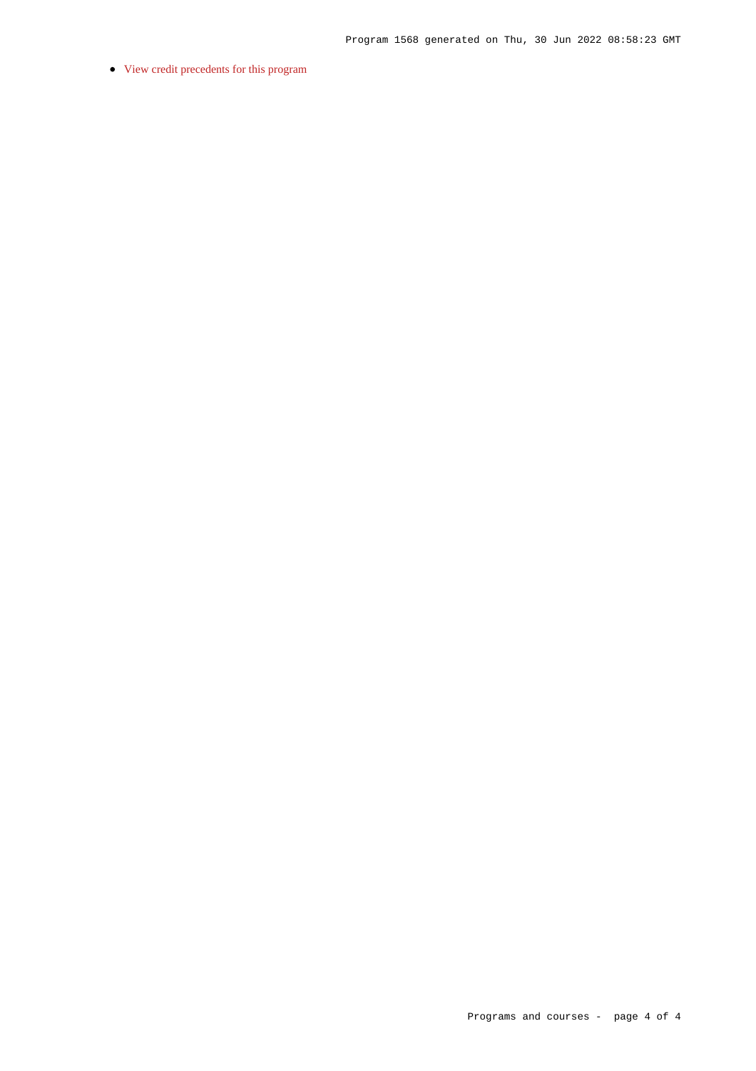- View credit precedents for this program